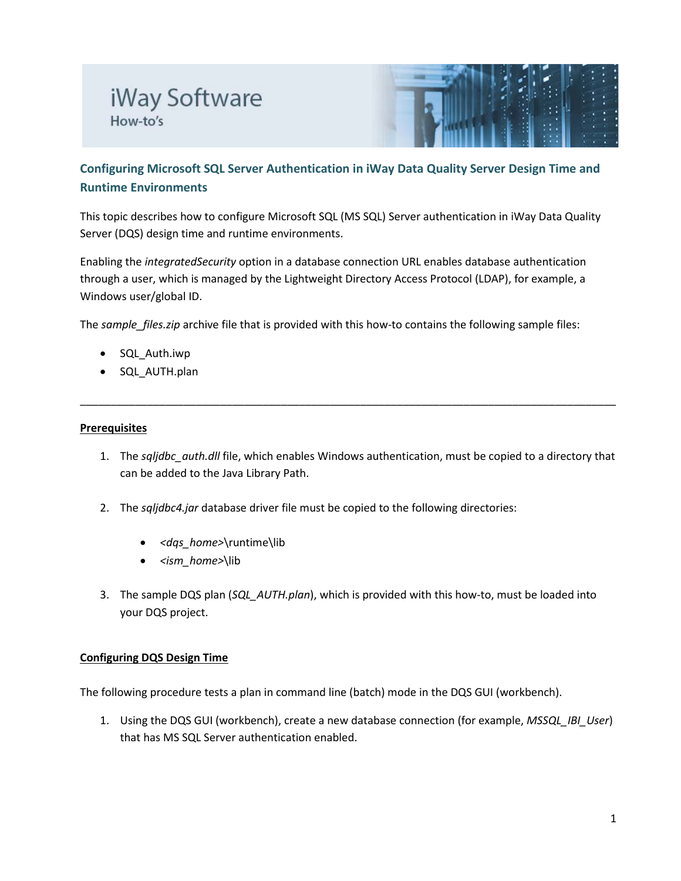iWay Software
How-to's

## Configuring Microsoft SQL Server Authentication in iWay Data Quality Server Design Time and Runtime Environments

This topic describes how to configure Microsoft SQL (MS SQL) Server authentication in iWay Data Quality Server (DQS) design time and runtime environments.

Enabling the *integratedSecurity* option in a database connection URL enables database authentication through a user, which is managed by the Lightweight Directory Access Protocol (LDAP), for example, a Windows user/global ID.

The *sample_files.zip* archive file that is provided with this how-to contains the following sample files:

- SQL_Auth.iwp
- SQL_AUTH.plan

---

**Prerequisites**

1. The *sqljdbc_auth.dll* file, which enables Windows authentication, must be copied to a directory that can be added to the Java Library Path.

2. The *sqljdbc4.jar* database driver file must be copied to the following directories:

    - *<dqs_home>*\runtime\lib
    - *<ism_home>*\lib

3. The sample DQS plan (*SQL_AUTH.plan*), which is provided with this how-to, must be loaded into your DQS project.

**Configuring DQS Design Time**

The following procedure tests a plan in command line (batch) mode in the DQS GUI (workbench).

1. Using the DQS GUI (workbench), create a new database connection (for example, *MSSQL_IBI_User*) that has MS SQL Server authentication enabled.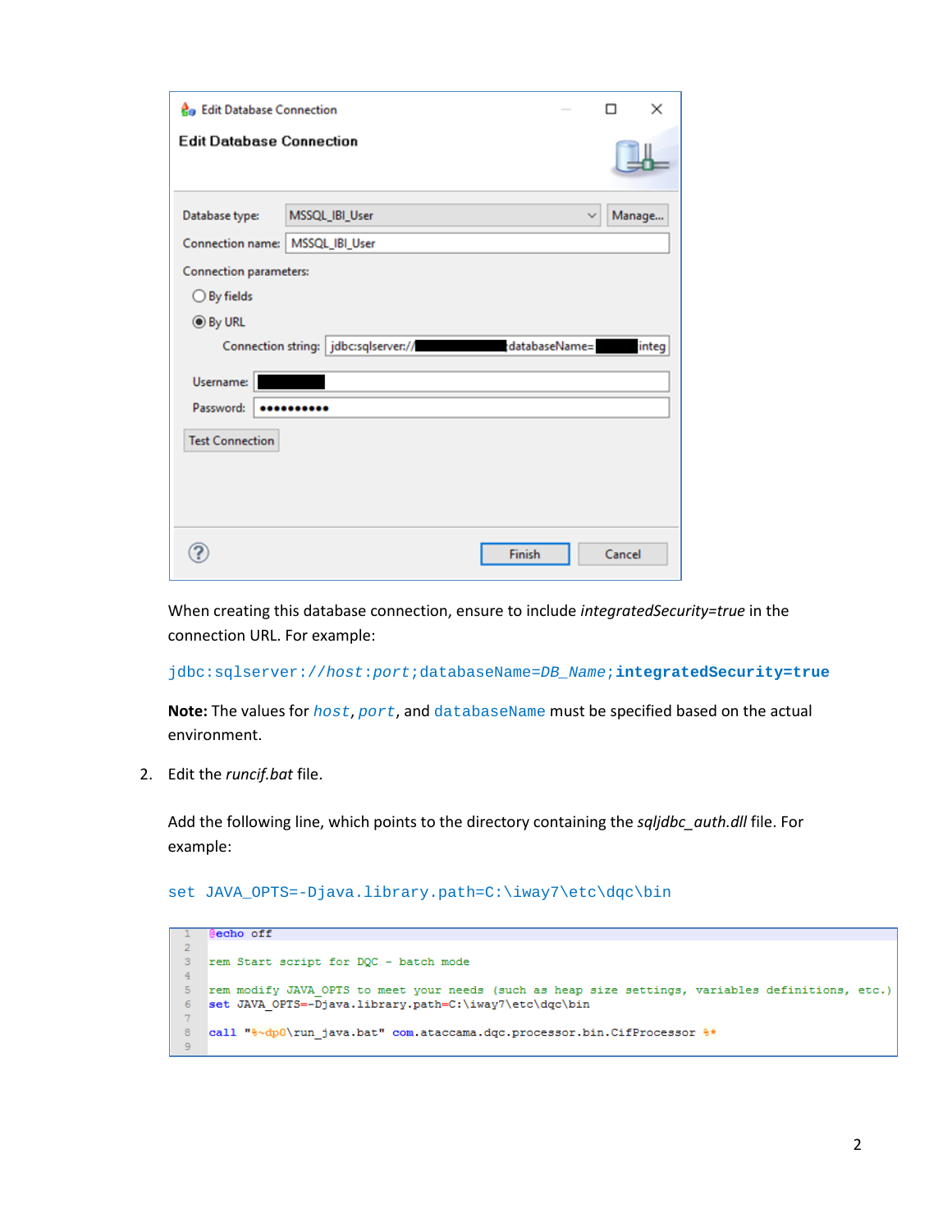When creating this database connection, ensure to include *integratedSecurity=true* in the connection URL. For example:

`jdbc:sqlserver://host:port;databaseName=DB_Name;integratedSecurity=true`

**Note:** The values for `host`, `port`, and `databaseName` must be specified based on the actual environment.

2. Edit the *runcif.bat* file.

   Add the following line, which points to the directory containing the *sqljdbc_auth.dll* file. For example:

   ```
   set JAVA_OPTS=-Djava.library.path=C:\iway7\etc\dqc\bin
   ```

   ```
   @echo off

   rem Start script for DQC - batch mode

   rem modify JAVA_OPTS to meet your needs (such as heap size settings, variables definitions, etc.)
   set JAVA_OPTS=-Djava.library.path=C:\iway7\etc\dqc\bin

   call "%~dp0\run_java.bat" com.ataccama.dqc.processor.bin.CifProcessor %*

   ```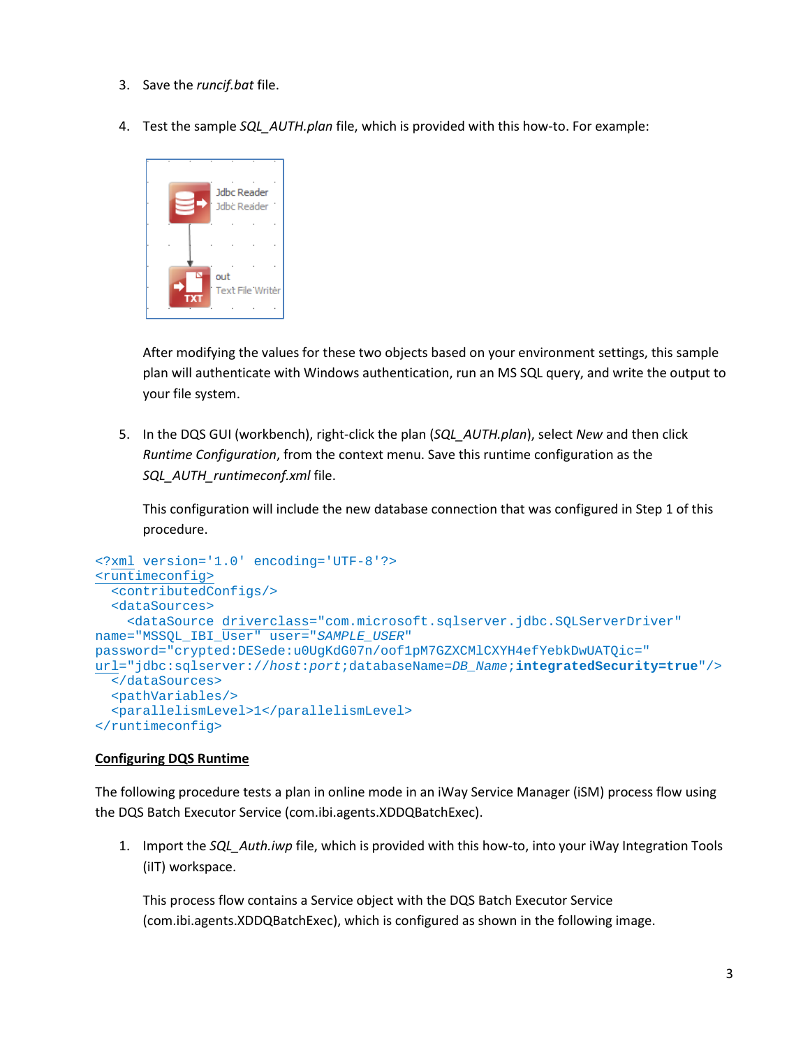3. Save the *runcif.bat* file.

4. Test the sample *SQL_AUTH.plan* file, which is provided with this how-to. For example:

   After modifying the values for these two objects based on your environment settings, this sample plan will authenticate with Windows authentication, run an MS SQL query, and write the output to your file system.

5. In the DQS GUI (workbench), right-click the plan (*SQL_AUTH.plan*), select *New* and then click *Runtime Configuration*, from the context menu. Save this runtime configuration as the *SQL_AUTH_runtimeconf.xml* file.

   This configuration will include the new database connection that was configured in Step 1 of this procedure.

```
<?xml version='1.0' encoding='UTF-8'?>
<runtimeconfig>
  <contributedConfigs/>
  <dataSources>
    <dataSource driverclass="com.microsoft.sqlserver.jdbc.SQLServerDriver"
name="MSSQL_IBI_User" user="SAMPLE_USER"
password="crypted:DESede:u0UgKdG07n/oof1pM7GZXCMlCXYH4efYebkDwUATQic="
url="jdbc:sqlserver://host:port;databaseName=DB_Name;integratedSecurity=true"/>
  </dataSources>
  <pathVariables/>
  <parallelismLevel>1</parallelismLevel>
</runtimeconfig>
```

**Configuring DQS Runtime**

The following procedure tests a plan in online mode in an iWay Service Manager (iSM) process flow using the DQS Batch Executor Service (com.ibi.agents.XDDQBatchExec).

1. Import the *SQL_Auth.iwp* file, which is provided with this how-to, into your iWay Integration Tools (iIT) workspace.

   This process flow contains a Service object with the DQS Batch Executor Service (com.ibi.agents.XDDQBatchExec), which is configured as shown in the following image.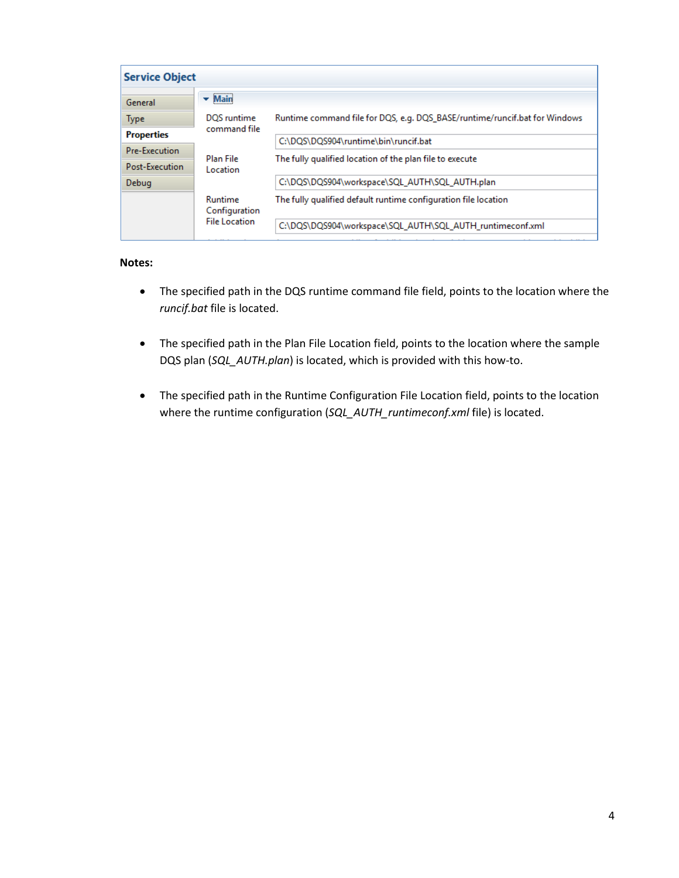**Service Object**

| | | |
|---|---|---|
| General | ▾ Main | |
| Type | DQS runtime command file | Runtime command file for DQS, e.g. DQS_BASE/runtime/runcif.bat for Windows |
| **Properties** | | C:\DQS\DQS904\runtime\bin\runcif.bat |
| Pre-Execution | Plan File Location | The fully qualified location of the plan file to execute |
| Post-Execution | | C:\DQS\DQS904\workspace\SQL_AUTH\SQL_AUTH.plan |
| Debug | Runtime Configuration File Location | The fully qualified default runtime configuration file location |
| | | C:\DQS\DQS904\workspace\SQL_AUTH\SQL_AUTH_runtimeconf.xml |

**Notes:**

- The specified path in the DQS runtime command file field, points to the location where the *runcif.bat* file is located.
- The specified path in the Plan File Location field, points to the location where the sample DQS plan (*SQL_AUTH.plan*) is located, which is provided with this how-to.
- The specified path in the Runtime Configuration File Location field, points to the location where the runtime configuration (*SQL_AUTH_runtimeconf.xml* file) is located.